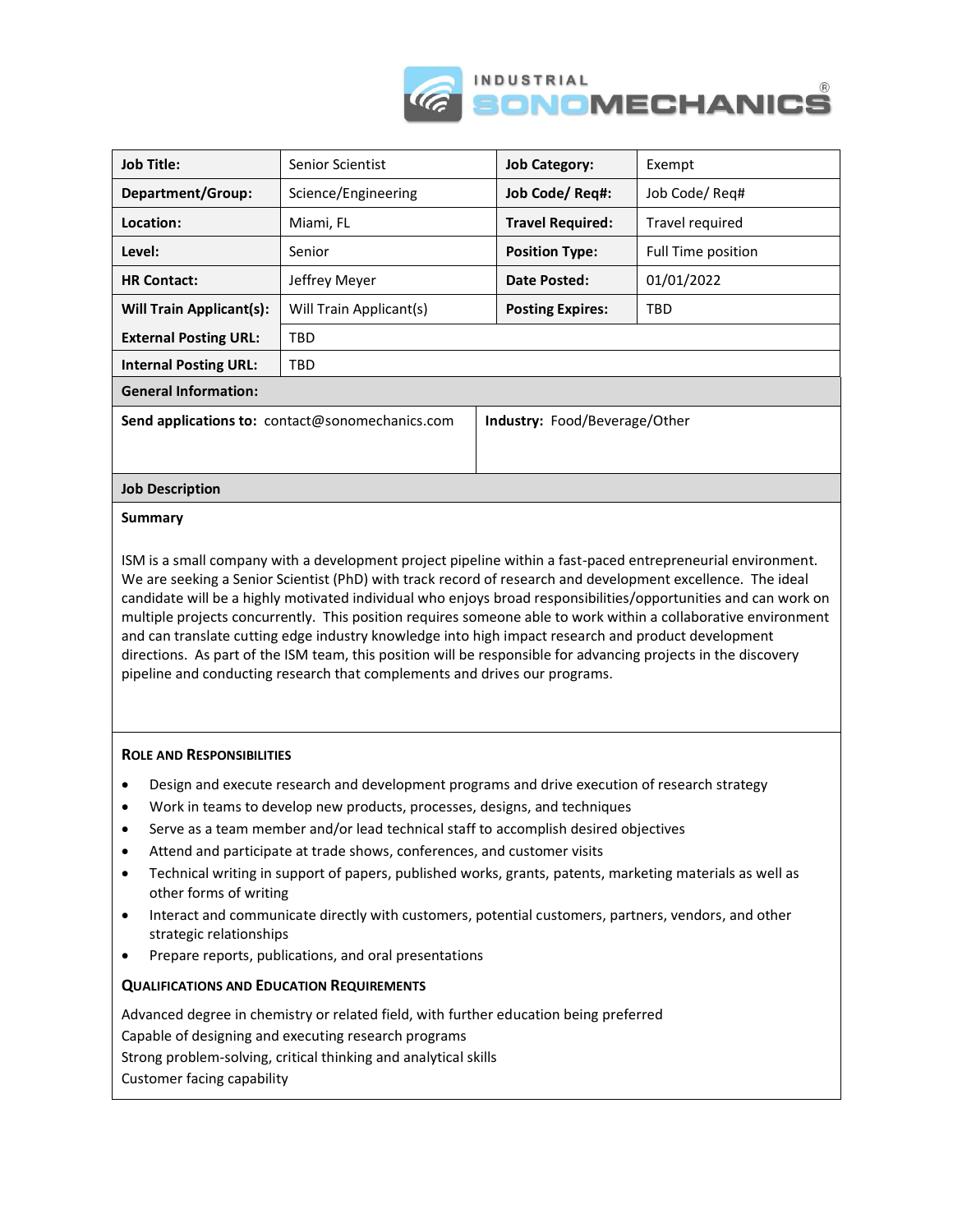INDUSTRIAL SONOMECHANICS®

| Job Title: | Senior Scientist | Job Category: | Exempt |
|---|---|---|---|
| Department/Group: | Science/Engineering | Job Code/ Req#: | Job Code/ Req# |
| Location: | Miami, FL | Travel Required: | Travel required |
| Level: | Senior | Position Type: | Full Time position |
| HR Contact: | Jeffrey Meyer | Date Posted: | 01/01/2022 |
| Will Train Applicant(s): | Will Train Applicant(s) | Posting Expires: | TBD |
| External Posting URL: | TBD | | |
| Internal Posting URL: | TBD | | |

**General Information:**

**Send applications to:** contact@sonomechanics.com

**Industry:** Food/Beverage/Other

## Job Description

### Summary

ISM is a small company with a development project pipeline within a fast-paced entrepreneurial environment. We are seeking a Senior Scientist (PhD) with track record of research and development excellence. The ideal candidate will be a highly motivated individual who enjoys broad responsibilities/opportunities and can work on multiple projects concurrently. This position requires someone able to work within a collaborative environment and can translate cutting edge industry knowledge into high impact research and product development directions. As part of the ISM team, this position will be responsible for advancing projects in the discovery pipeline and conducting research that complements and drives our programs.

### Role and Responsibilities

- Design and execute research and development programs and drive execution of research strategy
- Work in teams to develop new products, processes, designs, and techniques
- Serve as a team member and/or lead technical staff to accomplish desired objectives
- Attend and participate at trade shows, conferences, and customer visits
- Technical writing in support of papers, published works, grants, patents, marketing materials as well as other forms of writing
- Interact and communicate directly with customers, potential customers, partners, vendors, and other strategic relationships
- Prepare reports, publications, and oral presentations

### Qualifications and Education Requirements

Advanced degree in chemistry or related field, with further education being preferred

Capable of designing and executing research programs

Strong problem-solving, critical thinking and analytical skills

Customer facing capability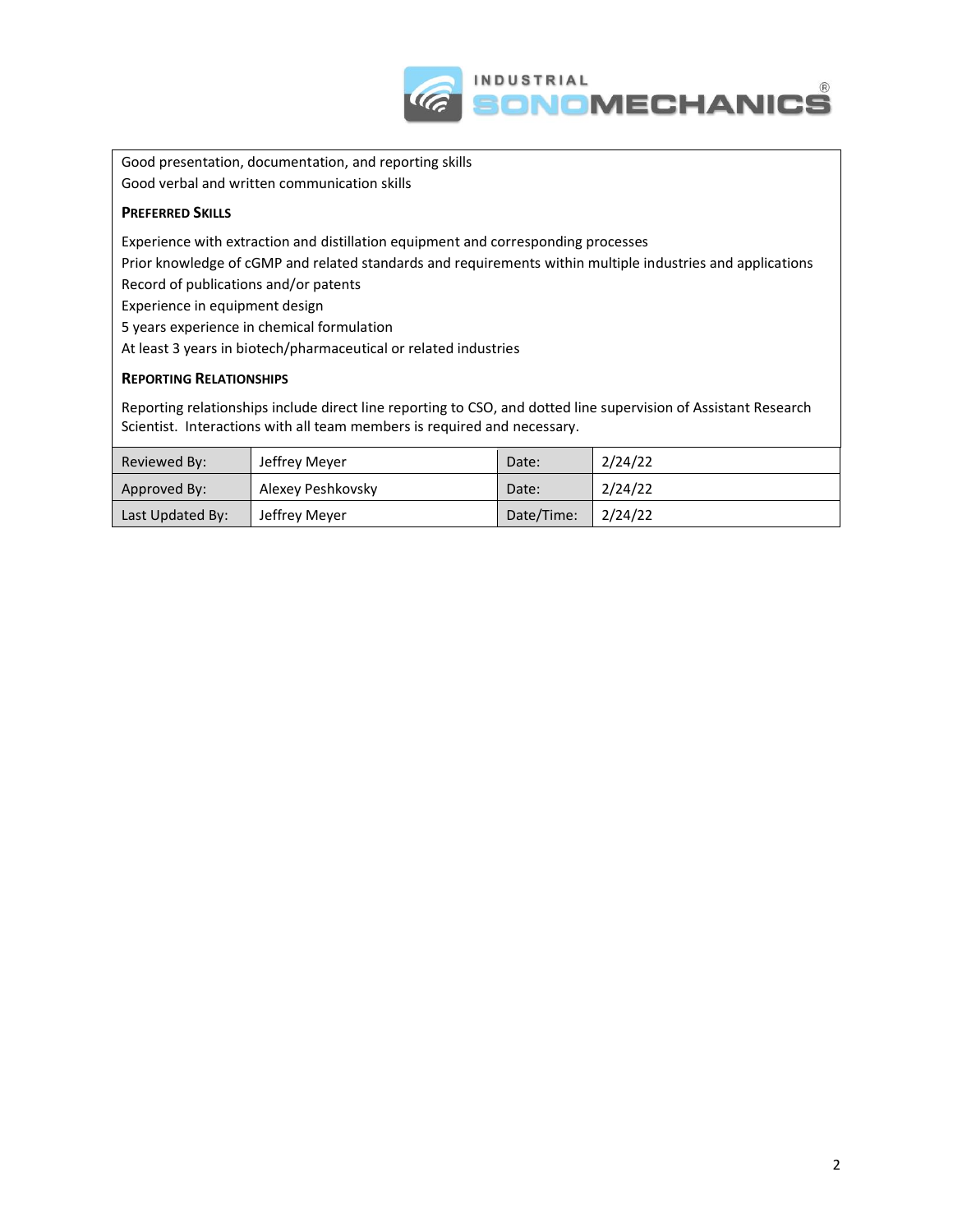Good presentation, documentation, and reporting skills
Good verbal and written communication skills

**PREFERRED SKILLS**

Experience with extraction and distillation equipment and corresponding processes
Prior knowledge of cGMP and related standards and requirements within multiple industries and applications
Record of publications and/or patents
Experience in equipment design
5 years experience in chemical formulation
At least 3 years in biotech/pharmaceutical or related industries

**REPORTING RELATIONSHIPS**

Reporting relationships include direct line reporting to CSO, and dotted line supervision of Assistant Research Scientist. Interactions with all team members is required and necessary.

| | | | |
|---|---|---|---|
| Reviewed By: | Jeffrey Meyer | Date: | 2/24/22 |
| Approved By: | Alexey Peshkovsky | Date: | 2/24/22 |
| Last Updated By: | Jeffrey Meyer | Date/Time: | 2/24/22 |